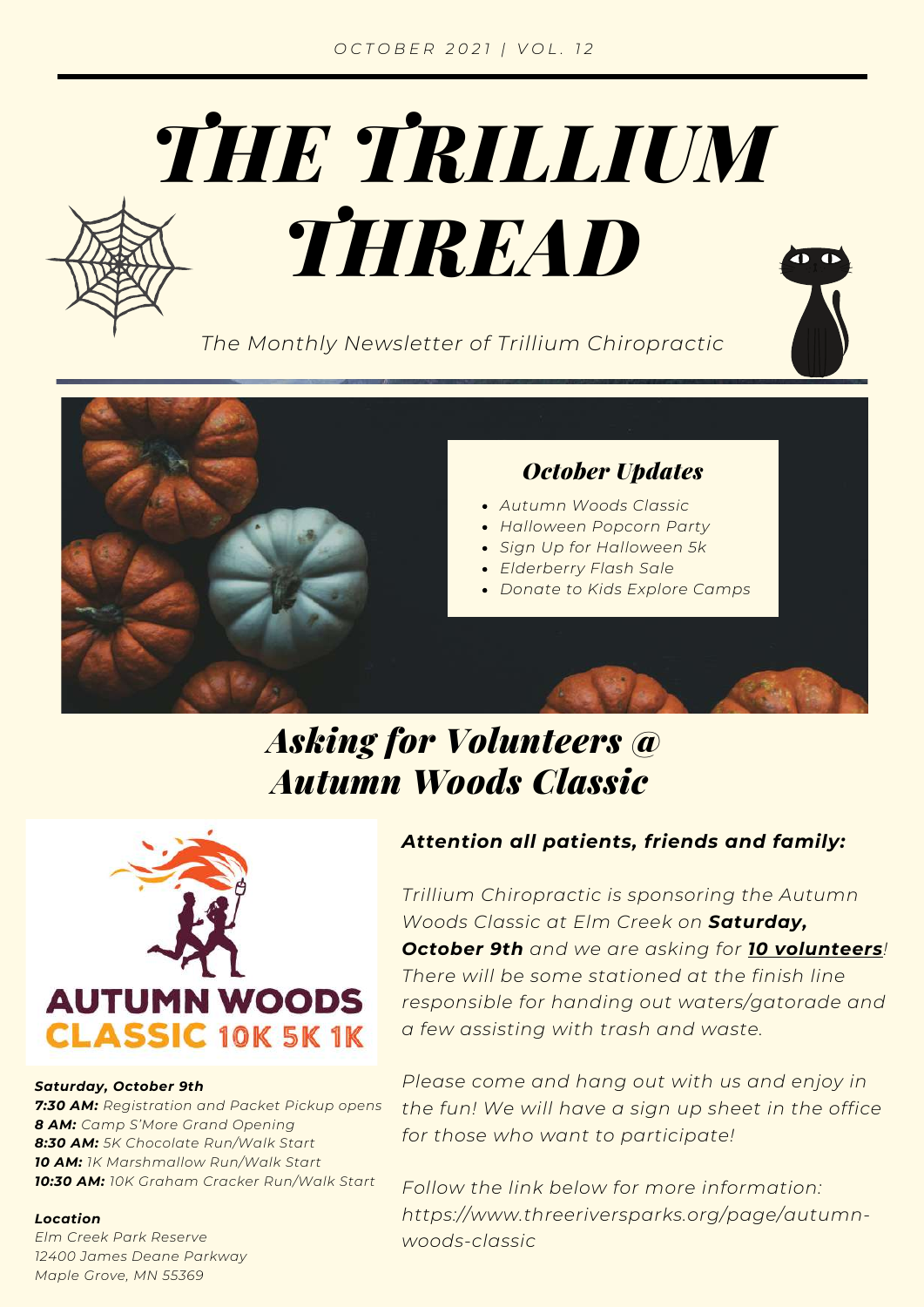*OCTOBER 2021 | VOL. 12*

# *THE TRILLIUM THREAD*

*The Monthly Newsletter of Trillium Chiropractic*

### *October Updates*

- *Autumn Woods Classic*
- *Halloween Popcorn Party*
- *Sign Up for Halloween 5k*
- *Elderberry Flash Sale*
- *Donate to Kids Explore Camps*

## *Asking for Volunteers @ Autumn Woods Classic*

**AUTUMN WOODS CLASSIC 10K 5K 1K**

***Saturday, October 9th***

***7:30 AM:*** *Registration and Packet Pickup opens*
***8 AM:*** *Camp S'More Grand Opening*
***8:30 AM:*** *5K Chocolate Run/Walk Start*
***10 AM:*** *1K Marshmallow Run/Walk Start*
***10:30 AM:*** *10K Graham Cracker Run/Walk Start*

***Location***

*Elm Creek Park Reserve*
*12400 James Deane Parkway*
*Maple Grove, MN 55369*

***Attention all patients, friends and family:***

*Trillium Chiropractic is sponsoring the Autumn Woods Classic at Elm Creek on **Saturday, October 9th** and we are asking for **10 volunteers**! There will be some stationed at the finish line responsible for handing out waters/gatorade and a few assisting with trash and waste.*

*Please come and hang out with us and enjoy in the fun! We will have a sign up sheet in the office for those who want to participate!*

*Follow the link below for more information: https://www.threeriversparks.org/page/autumn-woods-classic*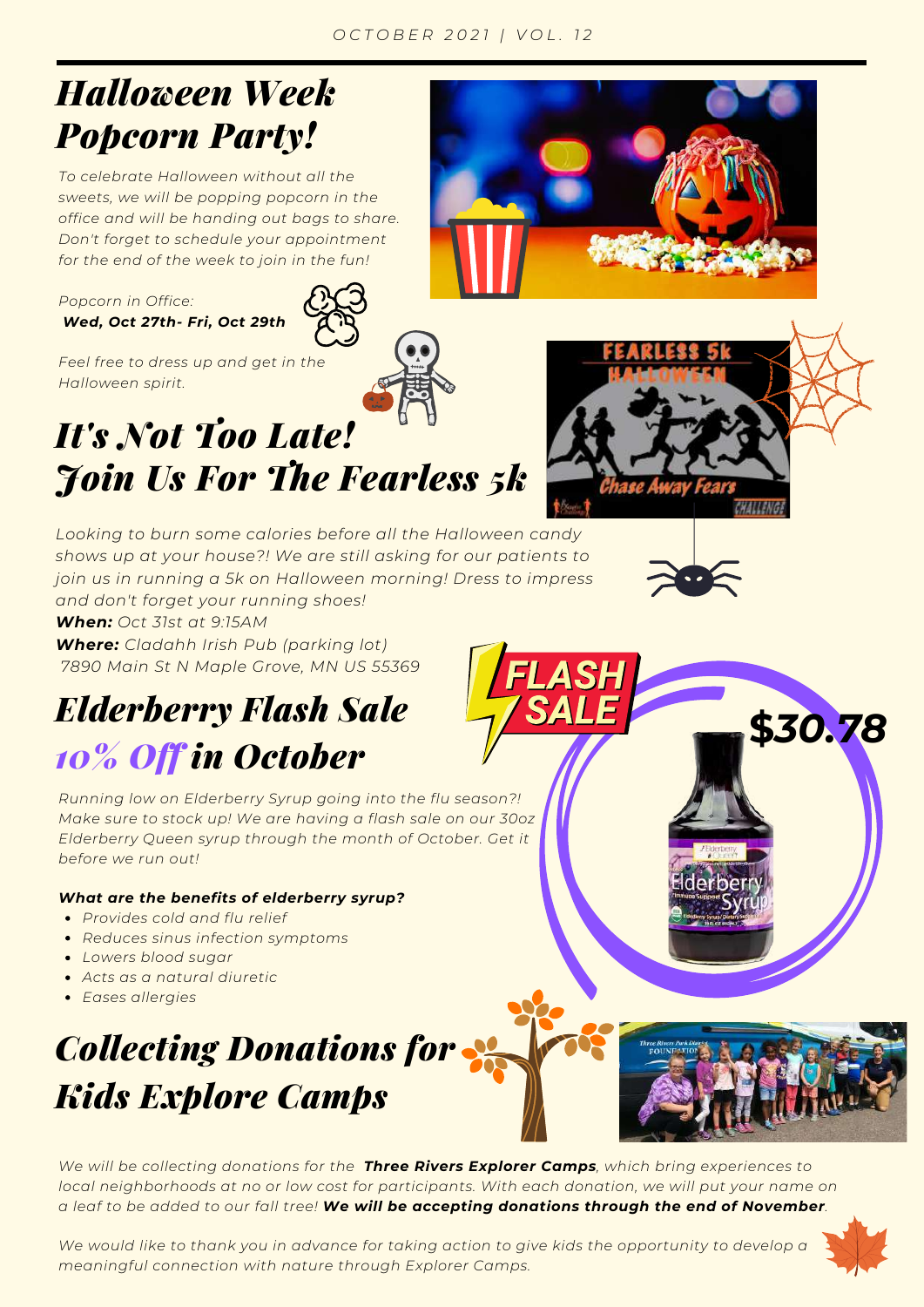# Halloween Week Popcorn Party!

*To celebrate Halloween without all the sweets, we will be popping popcorn in the office and will be handing out bags to share. Don't forget to schedule your appointment for the end of the week to join in the fun!*

*Popcorn in Office:*
***Wed, Oct 27th- Fri, Oct 29th***

*Feel free to dress up and get in the Halloween spirit.*

# It's Not Too Late! Join Us For The Fearless 5k

*Looking to burn some calories before all the Halloween candy shows up at your house?! We are still asking for our patients to join us in running a 5k on Halloween morning! Dress to impress and don't forget your running shoes!*

***When:*** *Oct 31st at 9:15AM*
***Where:*** *Cladahh Irish Pub (parking lot)*
*7890 Main St N Maple Grove, MN US 55369*

# Elderberry Flash Sale 10% Off in October

**FLASH SALE**

**$30.78**

*Running low on Elderberry Syrup going into the flu season?! Make sure to stock up! We are having a flash sale on our 30oz Elderberry Queen syrup through the month of October. Get it before we run out!*

***What are the benefits of elderberry syrup?***

- *Provides cold and flu relief*
- *Reduces sinus infection symptoms*
- *Lowers blood sugar*
- *Acts as a natural diuretic*
- *Eases allergies*

# Collecting Donations for Kids Explore Camps

*We will be collecting donations for the* ***Three Rivers Explorer Camps****, which bring experiences to local neighborhoods at no or low cost for participants. With each donation, we will put your name on a leaf to be added to our fall tree!* ***We will be accepting donations through the end of November****.*

*We would like to thank you in advance for taking action to give kids the opportunity to develop a meaningful connection with nature through Explorer Camps.*